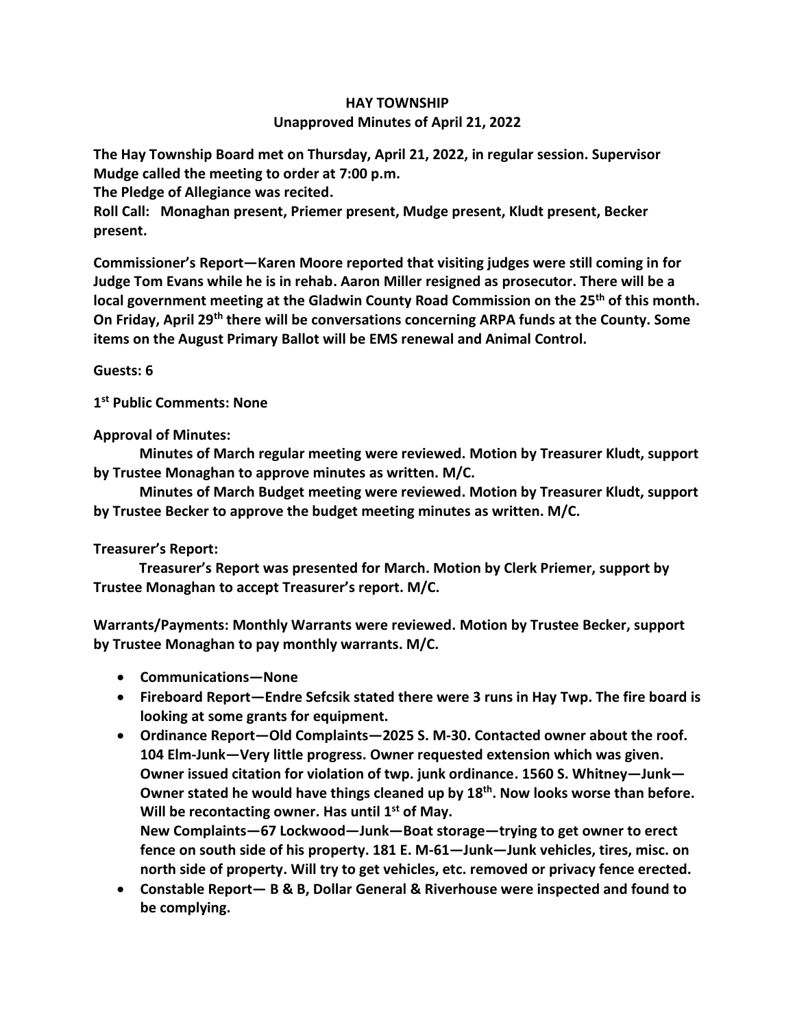# HAY TOWNSHIP

## Unapproved Minutes of April 21, 2022

**The Hay Township Board met on Thursday, April 21, 2022, in regular session. Supervisor Mudge called the meeting to order at 7:00 p.m.**

**The Pledge of Allegiance was recited.**

**Roll Call: Monaghan present, Priemer present, Mudge present, Kludt present, Becker present.**

**Commissioner's Report—Karen Moore reported that visiting judges were still coming in for Judge Tom Evans while he is in rehab. Aaron Miller resigned as prosecutor. There will be a local government meeting at the Gladwin County Road Commission on the 25th of this month. On Friday, April 29th there will be conversations concerning ARPA funds at the County. Some items on the August Primary Ballot will be EMS renewal and Animal Control.**

**Guests: 6**

**1st Public Comments: None**

**Approval of Minutes:**

**Minutes of March regular meeting were reviewed. Motion by Treasurer Kludt, support by Trustee Monaghan to approve minutes as written. M/C.**

**Minutes of March Budget meeting were reviewed. Motion by Treasurer Kludt, support by Trustee Becker to approve the budget meeting minutes as written. M/C.**

**Treasurer's Report:**

**Treasurer's Report was presented for March. Motion by Clerk Priemer, support by Trustee Monaghan to accept Treasurer's report. M/C.**

**Warrants/Payments: Monthly Warrants were reviewed. Motion by Trustee Becker, support by Trustee Monaghan to pay monthly warrants. M/C.**

- **Communications—None**
- **Fireboard Report—Endre Sefcsik stated there were 3 runs in Hay Twp. The fire board is looking at some grants for equipment.**
- **Ordinance Report—Old Complaints—2025 S. M-30. Contacted owner about the roof. 104 Elm-Junk—Very little progress. Owner requested extension which was given. Owner issued citation for violation of twp. junk ordinance. 1560 S. Whitney—Junk—Owner stated he would have things cleaned up by 18th. Now looks worse than before. Will be recontacting owner. Has until 1st of May.**
  **New Complaints—67 Lockwood—Junk—Boat storage—trying to get owner to erect fence on south side of his property. 181 E. M-61—Junk—Junk vehicles, tires, misc. on north side of property. Will try to get vehicles, etc. removed or privacy fence erected.**
- **Constable Report— B & B, Dollar General & Riverhouse were inspected and found to be complying.**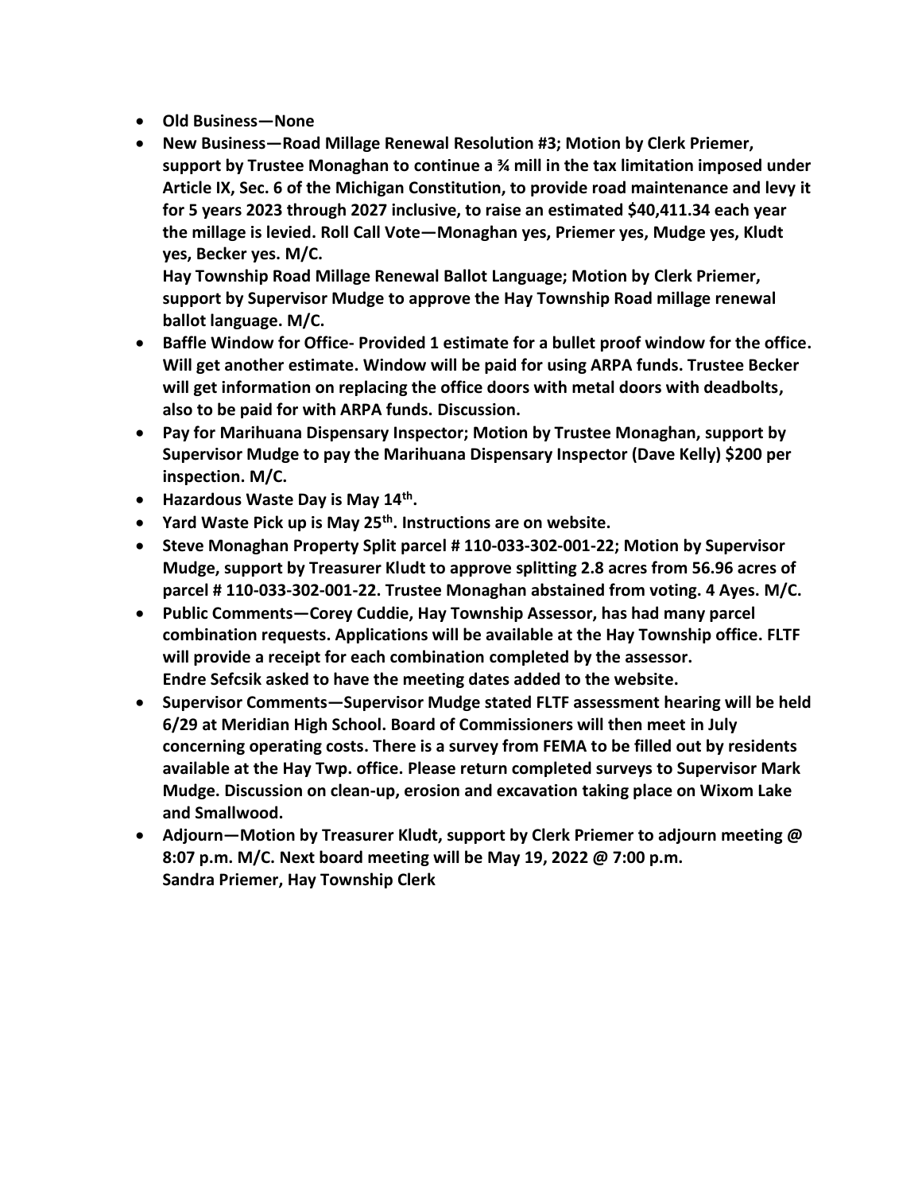- **Old Business—None**
- **New Business—Road Millage Renewal Resolution #3; Motion by Clerk Priemer, support by Trustee Monaghan to continue a ¾ mill in the tax limitation imposed under Article IX, Sec. 6 of the Michigan Constitution, to provide road maintenance and levy it for 5 years 2023 through 2027 inclusive, to raise an estimated $40,411.34 each year the millage is levied. Roll Call Vote—Monaghan yes, Priemer yes, Mudge yes, Kludt yes, Becker yes. M/C.**
  **Hay Township Road Millage Renewal Ballot Language; Motion by Clerk Priemer, support by Supervisor Mudge to approve the Hay Township Road millage renewal ballot language. M/C.**
- **Baffle Window for Office- Provided 1 estimate for a bullet proof window for the office. Will get another estimate. Window will be paid for using ARPA funds. Trustee Becker will get information on replacing the office doors with metal doors with deadbolts, also to be paid for with ARPA funds. Discussion.**
- **Pay for Marihuana Dispensary Inspector; Motion by Trustee Monaghan, support by Supervisor Mudge to pay the Marihuana Dispensary Inspector (Dave Kelly) $200 per inspection. M/C.**
- **Hazardous Waste Day is May 14th.**
- **Yard Waste Pick up is May 25th. Instructions are on website.**
- **Steve Monaghan Property Split parcel # 110-033-302-001-22; Motion by Supervisor Mudge, support by Treasurer Kludt to approve splitting 2.8 acres from 56.96 acres of parcel # 110-033-302-001-22. Trustee Monaghan abstained from voting. 4 Ayes. M/C.**
- **Public Comments—Corey Cuddie, Hay Township Assessor, has had many parcel combination requests. Applications will be available at the Hay Township office. FLTF will provide a receipt for each combination completed by the assessor.**
  **Endre Sefcsik asked to have the meeting dates added to the website.**
- **Supervisor Comments—Supervisor Mudge stated FLTF assessment hearing will be held 6/29 at Meridian High School. Board of Commissioners will then meet in July concerning operating costs. There is a survey from FEMA to be filled out by residents available at the Hay Twp. office. Please return completed surveys to Supervisor Mark Mudge. Discussion on clean-up, erosion and excavation taking place on Wixom Lake and Smallwood.**
- **Adjourn—Motion by Treasurer Kludt, support by Clerk Priemer to adjourn meeting @ 8:07 p.m. M/C. Next board meeting will be May 19, 2022 @ 7:00 p.m.**
  **Sandra Priemer, Hay Township Clerk**